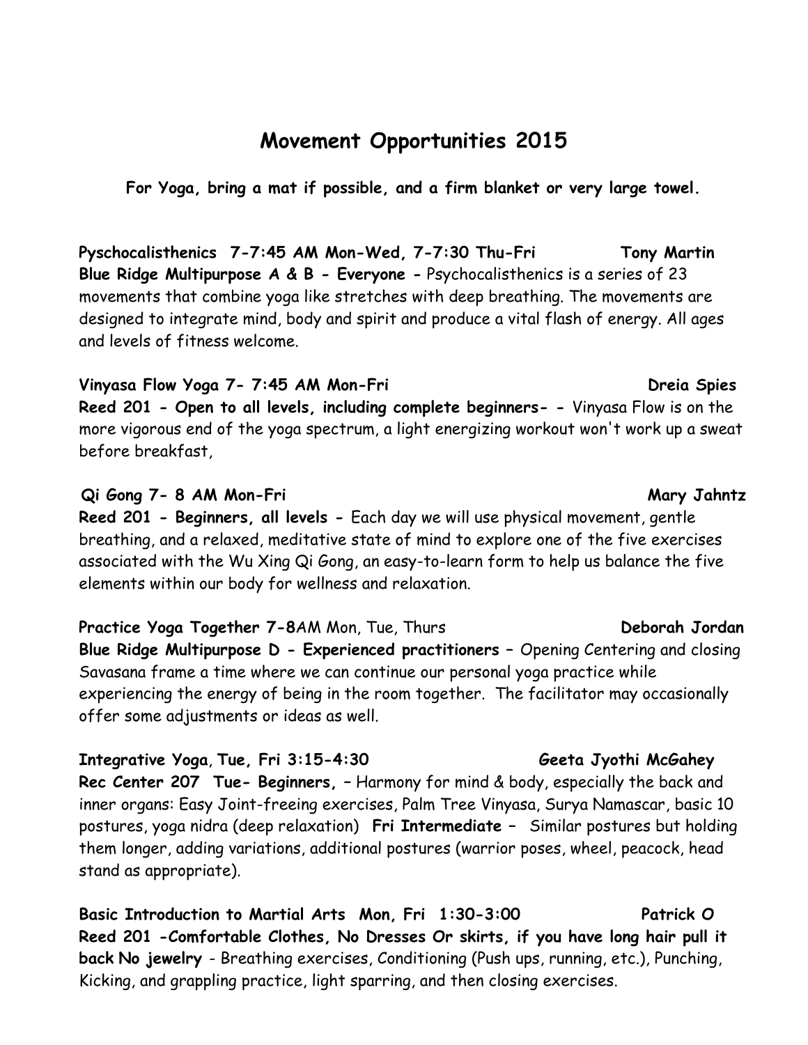# Movement Opportunities 2015

**For Yoga, bring a mat if possible, and a firm blanket or very large towel.**

**Pyschocalisthenics 7-7:45 AM Mon-Wed, 7-7:30 Thu-Fri — Tony Martin**
**Blue Ridge Multipurpose A & B - Everyone -** Psychocalisthenics is a series of 23 movements that combine yoga like stretches with deep breathing. The movements are designed to integrate mind, body and spirit and produce a vital flash of energy. All ages and levels of fitness welcome.

**Vinyasa Flow Yoga 7- 7:45 AM Mon-Fri — Dreia Spies**
**Reed 201 - Open to all levels, including complete beginners- -** Vinyasa Flow is on the more vigorous end of the yoga spectrum, a light energizing workout won't work up a sweat before breakfast,

**Qi Gong 7- 8 AM Mon-Fri — Mary Jahntz**
**Reed 201 - Beginners, all levels -** Each day we will use physical movement, gentle breathing, and a relaxed, meditative state of mind to explore one of the five exercises associated with the Wu Xing Qi Gong, an easy-to-learn form to help us balance the five elements within our body for wellness and relaxation.

**Practice Yoga Together 7-8**AM Mon, Tue, Thurs **— Deborah Jordan**
**Blue Ridge Multipurpose D - Experienced practitioners –** Opening Centering and closing Savasana frame a time where we can continue our personal yoga practice while experiencing the energy of being in the room together. The facilitator may occasionally offer some adjustments or ideas as well.

**Integrative Yoga, Tue, Fri 3:15-4:30 — Geeta Jyothi McGahey**
**Rec Center 207 Tue- Beginners, –** Harmony for mind & body, especially the back and inner organs: Easy Joint-freeing exercises, Palm Tree Vinyasa, Surya Namascar, basic 10 postures, yoga nidra (deep relaxation) **Fri Intermediate –** Similar postures but holding them longer, adding variations, additional postures (warrior poses, wheel, peacock, head stand as appropriate).

**Basic Introduction to Martial Arts Mon, Fri 1:30-3:00 — Patrick O**
**Reed 201 -Comfortable Clothes, No Dresses Or skirts, if you have long hair pull it back No jewelry** - Breathing exercises, Conditioning (Push ups, running, etc.), Punching, Kicking, and grappling practice, light sparring, and then closing exercises.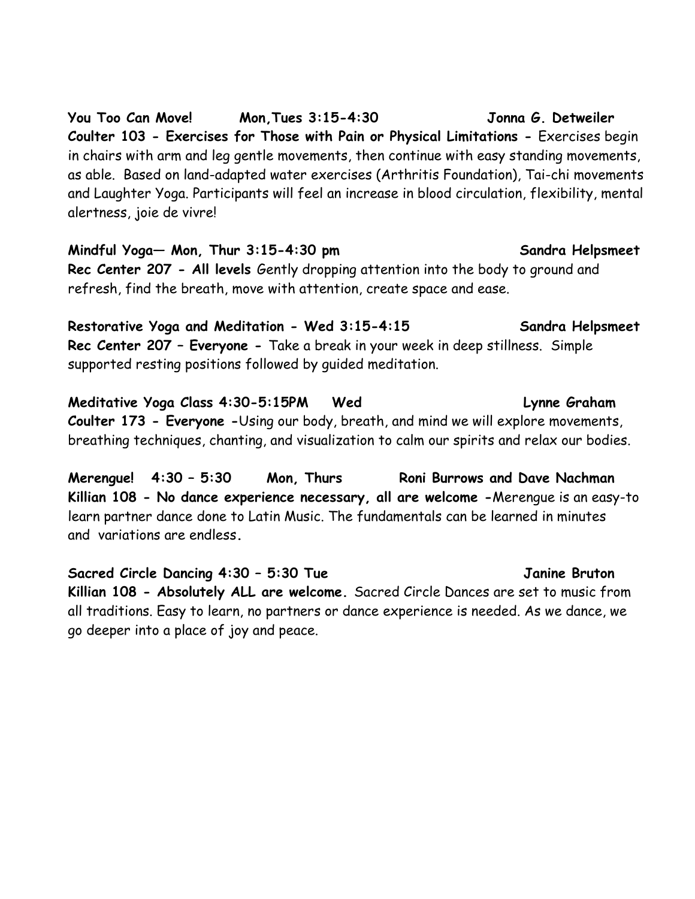**You Too Can Move!** **Mon,Tues 3:15-4:30** **Jonna G. Detweiler**
**Coulter 103 - Exercises for Those with Pain or Physical Limitations -** Exercises begin in chairs with arm and leg gentle movements, then continue with easy standing movements, as able. Based on land-adapted water exercises (Arthritis Foundation), Tai-chi movements and Laughter Yoga. Participants will feel an increase in blood circulation, flexibility, mental alertness, joie de vivre!

**Mindful Yoga— Mon, Thur 3:15-4:30 pm** **Sandra Helpsmeet**
**Rec Center 207 - All levels** Gently dropping attention into the body to ground and refresh, find the breath, move with attention, create space and ease.

**Restorative Yoga and Meditation - Wed 3:15-4:15** **Sandra Helpsmeet**
**Rec Center 207 – Everyone -** Take a break in your week in deep stillness. Simple supported resting positions followed by guided meditation.

**Meditative Yoga Class 4:30-5:15PM Wed** **Lynne Graham**
**Coulter 173 - Everyone -**Using our body, breath, and mind we will explore movements, breathing techniques, chanting, and visualization to calm our spirits and relax our bodies.

**Merengue! 4:30 – 5:30 Mon, Thurs** **Roni Burrows and Dave Nachman**
**Killian 108 - No dance experience necessary, all are welcome -**Merengue is an easy-to learn partner dance done to Latin Music. The fundamentals can be learned in minutes and variations are endless.

**Sacred Circle Dancing 4:30 – 5:30 Tue** **Janine Bruton**
**Killian 108 - Absolutely ALL are welcome.** Sacred Circle Dances are set to music from all traditions. Easy to learn, no partners or dance experience is needed. As we dance, we go deeper into a place of joy and peace.